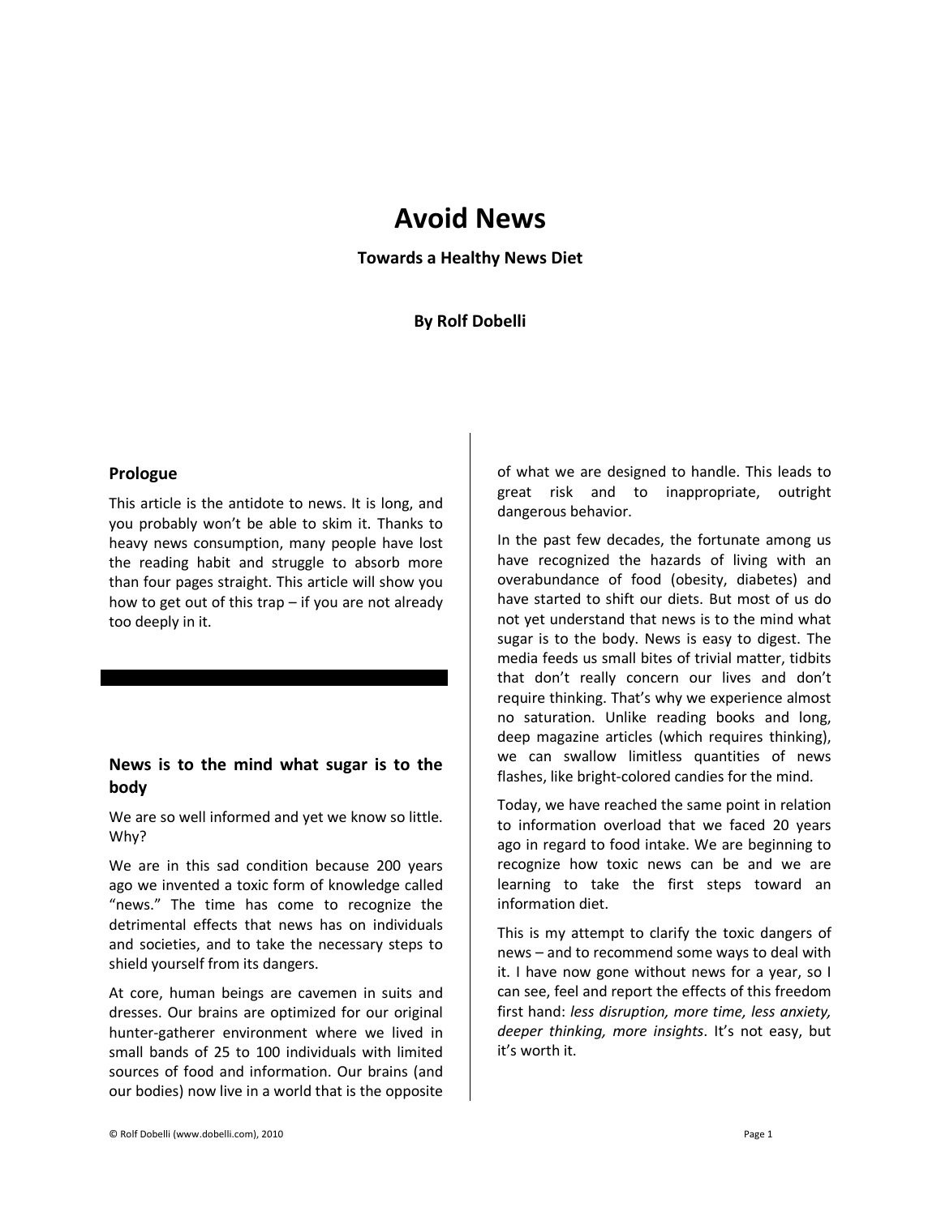# Avoid News

**Towards a Healthy News Diet**

**By Rolf Dobelli**

## Prologue

This article is the antidote to news. It is long, and you probably won't be able to skim it. Thanks to heavy news consumption, many people have lost the reading habit and struggle to absorb more than four pages straight. This article will show you how to get out of this trap – if you are not already too deeply in it.

## News is to the mind what sugar is to the body

We are so well informed and yet we know so little. Why?

We are in this sad condition because 200 years ago we invented a toxic form of knowledge called "news." The time has come to recognize the detrimental effects that news has on individuals and societies, and to take the necessary steps to shield yourself from its dangers.

At core, human beings are cavemen in suits and dresses. Our brains are optimized for our original hunter-gatherer environment where we lived in small bands of 25 to 100 individuals with limited sources of food and information. Our brains (and our bodies) now live in a world that is the opposite of what we are designed to handle. This leads to great risk and to inappropriate, outright dangerous behavior.

In the past few decades, the fortunate among us have recognized the hazards of living with an overabundance of food (obesity, diabetes) and have started to shift our diets. But most of us do not yet understand that news is to the mind what sugar is to the body. News is easy to digest. The media feeds us small bites of trivial matter, tidbits that don't really concern our lives and don't require thinking. That's why we experience almost no saturation. Unlike reading books and long, deep magazine articles (which requires thinking), we can swallow limitless quantities of news flashes, like bright-colored candies for the mind.

Today, we have reached the same point in relation to information overload that we faced 20 years ago in regard to food intake. We are beginning to recognize how toxic news can be and we are learning to take the first steps toward an information diet.

This is my attempt to clarify the toxic dangers of news – and to recommend some ways to deal with it. I have now gone without news for a year, so I can see, feel and report the effects of this freedom first hand: *less disruption, more time, less anxiety, deeper thinking, more insights*. It's not easy, but it's worth it.

© Rolf Dobelli (www.dobelli.com), 2010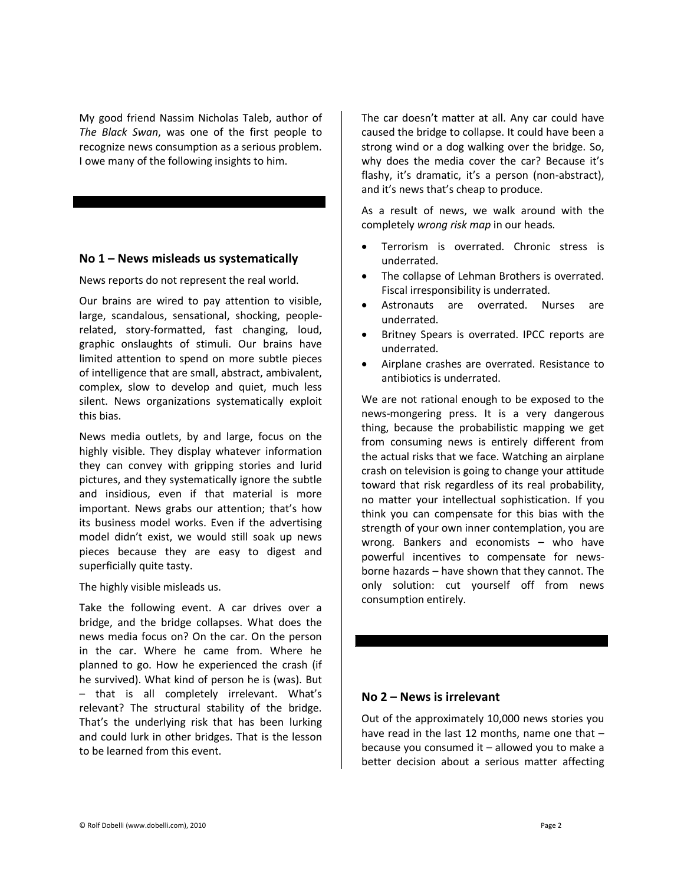My good friend Nassim Nicholas Taleb, author of *The Black Swan*, was one of the first people to recognize news consumption as a serious problem. I owe many of the following insights to him.

### No 1 – News misleads us systematically

News reports do not represent the real world.

Our brains are wired to pay attention to visible, large, scandalous, sensational, shocking, people-related, story-formatted, fast changing, loud, graphic onslaughts of stimuli. Our brains have limited attention to spend on more subtle pieces of intelligence that are small, abstract, ambivalent, complex, slow to develop and quiet, much less silent. News organizations systematically exploit this bias.

News media outlets, by and large, focus on the highly visible. They display whatever information they can convey with gripping stories and lurid pictures, and they systematically ignore the subtle and insidious, even if that material is more important. News grabs our attention; that's how its business model works. Even if the advertising model didn't exist, we would still soak up news pieces because they are easy to digest and superficially quite tasty.

The highly visible misleads us.

Take the following event. A car drives over a bridge, and the bridge collapses. What does the news media focus on? On the car. On the person in the car. Where he came from. Where he planned to go. How he experienced the crash (if he survived). What kind of person he is (was). But – that is all completely irrelevant. What's relevant? The structural stability of the bridge. That's the underlying risk that has been lurking and could lurk in other bridges. That is the lesson to be learned from this event.

The car doesn't matter at all. Any car could have caused the bridge to collapse. It could have been a strong wind or a dog walking over the bridge. So, why does the media cover the car? Because it's flashy, it's dramatic, it's a person (non-abstract), and it's news that's cheap to produce.

As a result of news, we walk around with the completely *wrong risk map* in our heads.

- Terrorism is overrated. Chronic stress is underrated.
- The collapse of Lehman Brothers is overrated. Fiscal irresponsibility is underrated.
- Astronauts are overrated. Nurses are underrated.
- Britney Spears is overrated. IPCC reports are underrated.
- Airplane crashes are overrated. Resistance to antibiotics is underrated.

We are not rational enough to be exposed to the news-mongering press. It is a very dangerous thing, because the probabilistic mapping we get from consuming news is entirely different from the actual risks that we face. Watching an airplane crash on television is going to change your attitude toward that risk regardless of its real probability, no matter your intellectual sophistication. If you think you can compensate for this bias with the strength of your own inner contemplation, you are wrong. Bankers and economists – who have powerful incentives to compensate for news-borne hazards – have shown that they cannot. The only solution: cut yourself off from news consumption entirely.

### No 2 – News is irrelevant

Out of the approximately 10,000 news stories you have read in the last 12 months, name one that – because you consumed it – allowed you to make a better decision about a serious matter affecting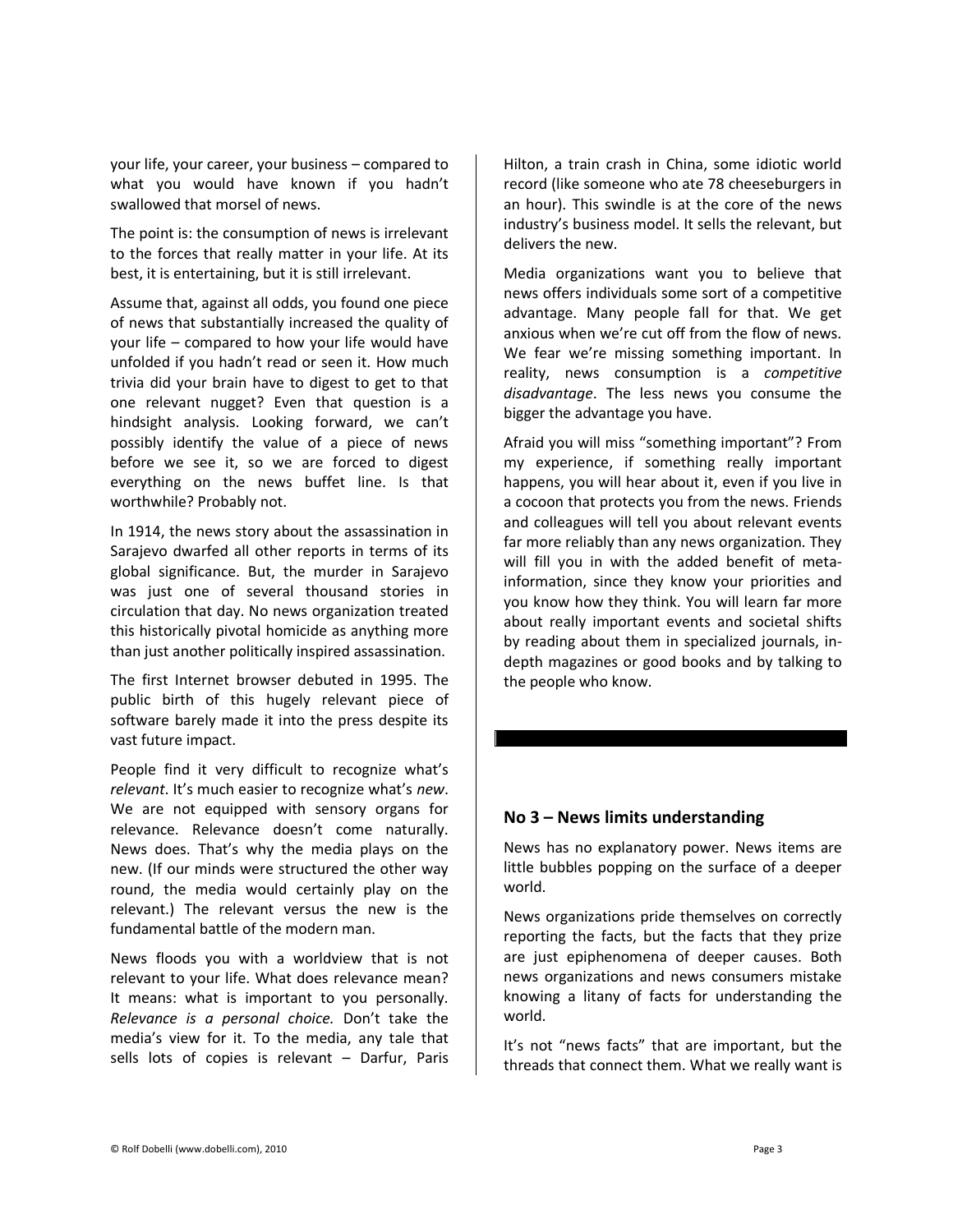your life, your career, your business – compared to what you would have known if you hadn't swallowed that morsel of news.

The point is: the consumption of news is irrelevant to the forces that really matter in your life. At its best, it is entertaining, but it is still irrelevant.

Assume that, against all odds, you found one piece of news that substantially increased the quality of your life – compared to how your life would have unfolded if you hadn't read or seen it. How much trivia did your brain have to digest to get to that one relevant nugget? Even that question is a hindsight analysis. Looking forward, we can't possibly identify the value of a piece of news before we see it, so we are forced to digest everything on the news buffet line. Is that worthwhile? Probably not.

In 1914, the news story about the assassination in Sarajevo dwarfed all other reports in terms of its global significance. But, the murder in Sarajevo was just one of several thousand stories in circulation that day. No news organization treated this historically pivotal homicide as anything more than just another politically inspired assassination.

The first Internet browser debuted in 1995. The public birth of this hugely relevant piece of software barely made it into the press despite its vast future impact.

People find it very difficult to recognize what's *relevant*. It's much easier to recognize what's *new*. We are not equipped with sensory organs for relevance. Relevance doesn't come naturally. News does. That's why the media plays on the new. (If our minds were structured the other way round, the media would certainly play on the relevant.) The relevant versus the new is the fundamental battle of the modern man.

News floods you with a worldview that is not relevant to your life. What does relevance mean? It means: what is important to you personally. *Relevance is a personal choice.* Don't take the media's view for it. To the media, any tale that sells lots of copies is relevant – Darfur, Paris Hilton, a train crash in China, some idiotic world record (like someone who ate 78 cheeseburgers in an hour). This swindle is at the core of the news industry's business model. It sells the relevant, but delivers the new.

Media organizations want you to believe that news offers individuals some sort of a competitive advantage. Many people fall for that. We get anxious when we're cut off from the flow of news. We fear we're missing something important. In reality, news consumption is a *competitive disadvantage*. The less news you consume the bigger the advantage you have.

Afraid you will miss "something important"? From my experience, if something really important happens, you will hear about it, even if you live in a cocoon that protects you from the news. Friends and colleagues will tell you about relevant events far more reliably than any news organization. They will fill you in with the added benefit of meta-information, since they know your priorities and you know how they think. You will learn far more about really important events and societal shifts by reading about them in specialized journals, in-depth magazines or good books and by talking to the people who know.

## No 3 – News limits understanding

News has no explanatory power. News items are little bubbles popping on the surface of a deeper world.

News organizations pride themselves on correctly reporting the facts, but the facts that they prize are just epiphenomena of deeper causes. Both news organizations and news consumers mistake knowing a litany of facts for understanding the world.

It's not "news facts" that are important, but the threads that connect them. What we really want is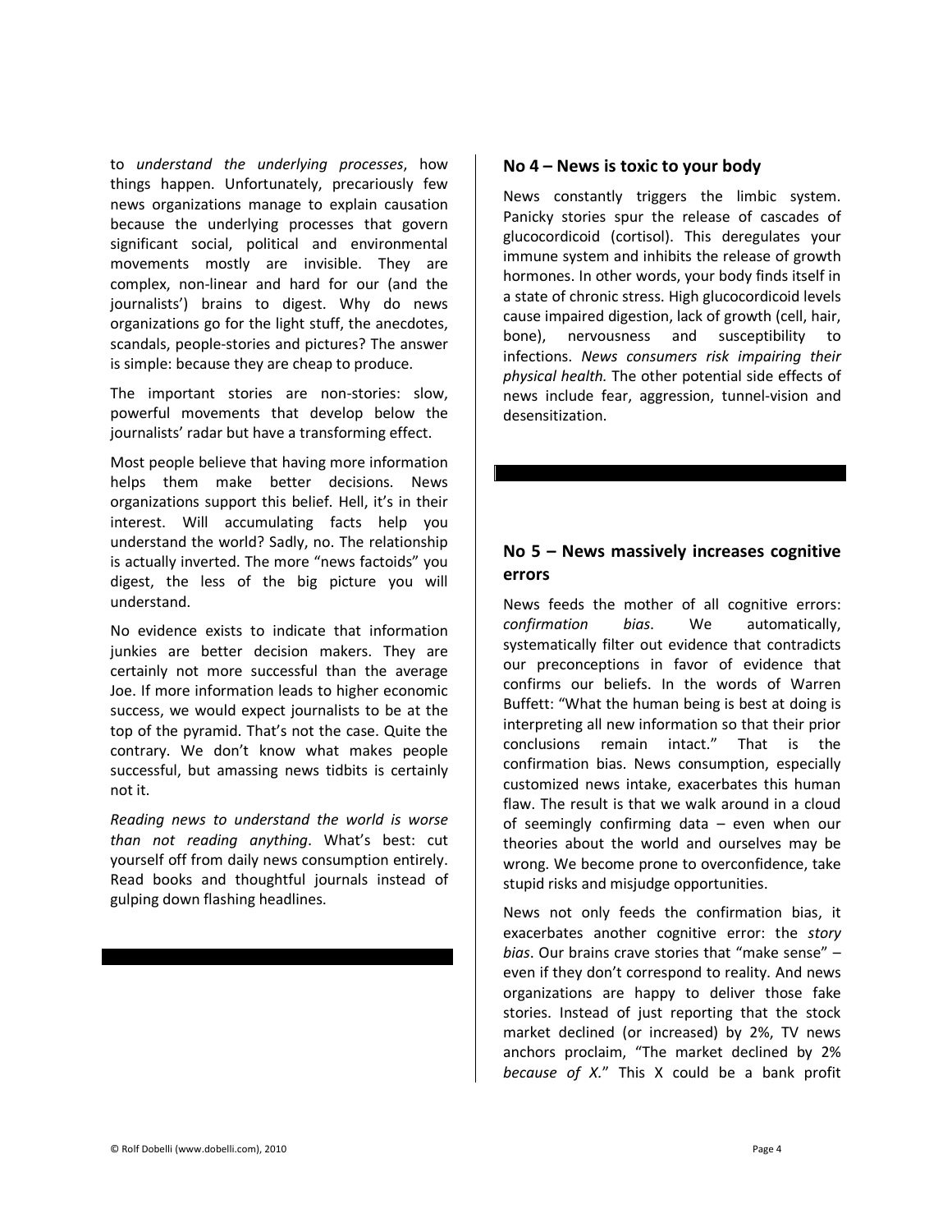to *understand the underlying processes*, how things happen. Unfortunately, precariously few news organizations manage to explain causation because the underlying processes that govern significant social, political and environmental movements mostly are invisible. They are complex, non-linear and hard for our (and the journalists') brains to digest. Why do news organizations go for the light stuff, the anecdotes, scandals, people-stories and pictures? The answer is simple: because they are cheap to produce.

The important stories are non-stories: slow, powerful movements that develop below the journalists' radar but have a transforming effect.

Most people believe that having more information helps them make better decisions. News organizations support this belief. Hell, it's in their interest. Will accumulating facts help you understand the world? Sadly, no. The relationship is actually inverted. The more "news factoids" you digest, the less of the big picture you will understand.

No evidence exists to indicate that information junkies are better decision makers. They are certainly not more successful than the average Joe. If more information leads to higher economic success, we would expect journalists to be at the top of the pyramid. That's not the case. Quite the contrary. We don't know what makes people successful, but amassing news tidbits is certainly not it.

*Reading news to understand the world is worse than not reading anything*. What's best: cut yourself off from daily news consumption entirely. Read books and thoughtful journals instead of gulping down flashing headlines.

### No 4 – News is toxic to your body

News constantly triggers the limbic system. Panicky stories spur the release of cascades of glucocordicoid (cortisol). This deregulates your immune system and inhibits the release of growth hormones. In other words, your body finds itself in a state of chronic stress. High glucocordicoid levels cause impaired digestion, lack of growth (cell, hair, bone), nervousness and susceptibility to infections. *News consumers risk impairing their physical health.* The other potential side effects of news include fear, aggression, tunnel-vision and desensitization.

### No 5 – News massively increases cognitive errors

News feeds the mother of all cognitive errors: *confirmation bias*. We automatically, systematically filter out evidence that contradicts our preconceptions in favor of evidence that confirms our beliefs. In the words of Warren Buffett: "What the human being is best at doing is interpreting all new information so that their prior conclusions remain intact." That is the confirmation bias. News consumption, especially customized news intake, exacerbates this human flaw. The result is that we walk around in a cloud of seemingly confirming data – even when our theories about the world and ourselves may be wrong. We become prone to overconfidence, take stupid risks and misjudge opportunities.

News not only feeds the confirmation bias, it exacerbates another cognitive error: the *story bias*. Our brains crave stories that "make sense" – even if they don't correspond to reality. And news organizations are happy to deliver those fake stories. Instead of just reporting that the stock market declined (or increased) by 2%, TV news anchors proclaim, "The market declined by 2% *because of X*." This X could be a bank profit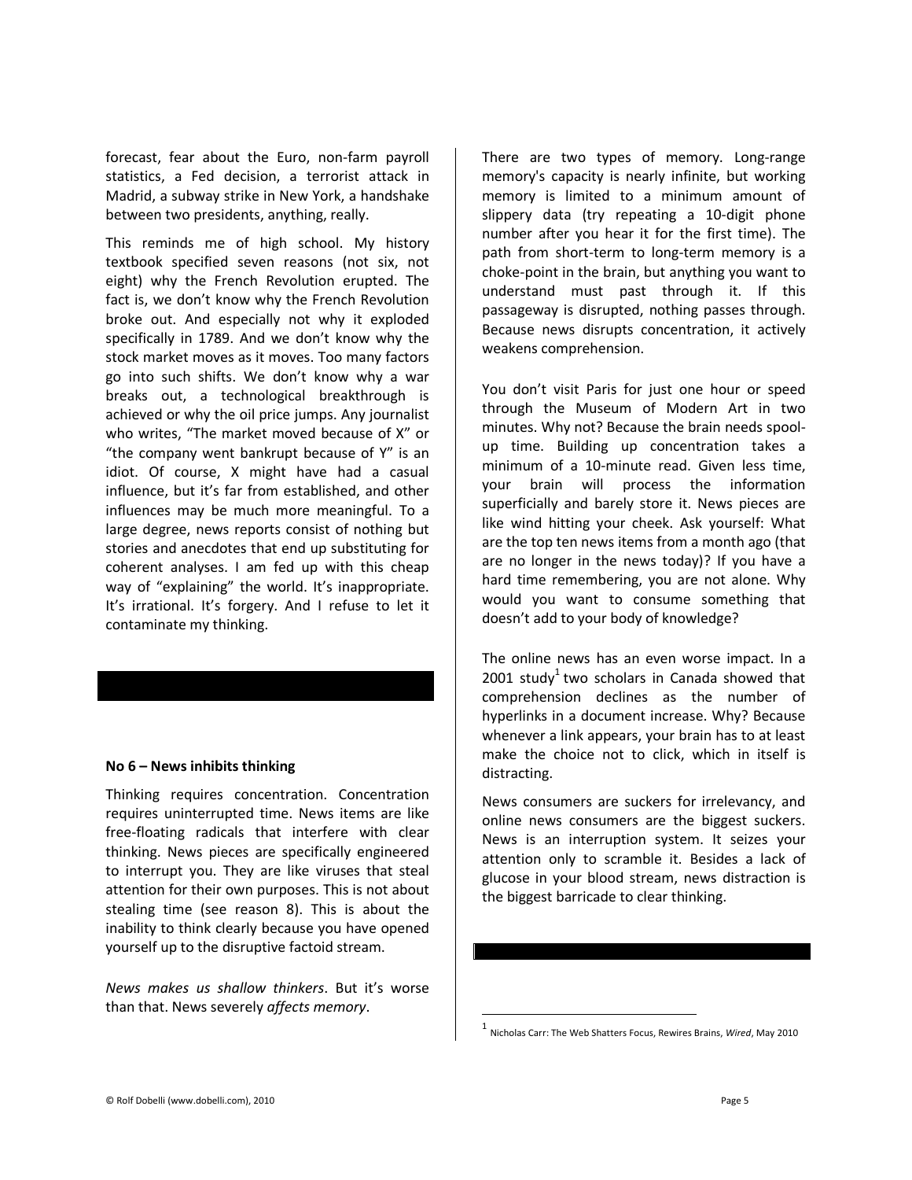forecast, fear about the Euro, non-farm payroll statistics, a Fed decision, a terrorist attack in Madrid, a subway strike in New York, a handshake between two presidents, anything, really.

This reminds me of high school. My history textbook specified seven reasons (not six, not eight) why the French Revolution erupted. The fact is, we don't know why the French Revolution broke out. And especially not why it exploded specifically in 1789. And we don't know why the stock market moves as it moves. Too many factors go into such shifts. We don't know why a war breaks out, a technological breakthrough is achieved or why the oil price jumps. Any journalist who writes, "The market moved because of X" or "the company went bankrupt because of Y" is an idiot. Of course, X might have had a casual influence, but it's far from established, and other influences may be much more meaningful. To a large degree, news reports consist of nothing but stories and anecdotes that end up substituting for coherent analyses. I am fed up with this cheap way of "explaining" the world. It's inappropriate. It's irrational. It's forgery. And I refuse to let it contaminate my thinking.

**No 6 – News inhibits thinking**

Thinking requires concentration. Concentration requires uninterrupted time. News items are like free-floating radicals that interfere with clear thinking. News pieces are specifically engineered to interrupt you. They are like viruses that steal attention for their own purposes. This is not about stealing time (see reason 8). This is about the inability to think clearly because you have opened yourself up to the disruptive factoid stream.

*News makes us shallow thinkers*. But it's worse than that. News severely *affects memory*.

There are two types of memory. Long-range memory's capacity is nearly infinite, but working memory is limited to a minimum amount of slippery data (try repeating a 10-digit phone number after you hear it for the first time). The path from short-term to long-term memory is a choke-point in the brain, but anything you want to understand must past through it. If this passageway is disrupted, nothing passes through. Because news disrupts concentration, it actively weakens comprehension.

You don't visit Paris for just one hour or speed through the Museum of Modern Art in two minutes. Why not? Because the brain needs spool-up time. Building up concentration takes a minimum of a 10-minute read. Given less time, your brain will process the information superficially and barely store it. News pieces are like wind hitting your cheek. Ask yourself: What are the top ten news items from a month ago (that are no longer in the news today)? If you have a hard time remembering, you are not alone. Why would you want to consume something that doesn't add to your body of knowledge?

The online news has an even worse impact. In a 2001 study[1] two scholars in Canada showed that comprehension declines as the number of hyperlinks in a document increase. Why? Because whenever a link appears, your brain has to at least make the choice not to click, which in itself is distracting.

News consumers are suckers for irrelevancy, and online news consumers are the biggest suckers. News is an interruption system. It seizes your attention only to scramble it. Besides a lack of glucose in your blood stream, news distraction is the biggest barricade to clear thinking.

[1] Nicholas Carr: The Web Shatters Focus, Rewires Brains, *Wired*, May 2010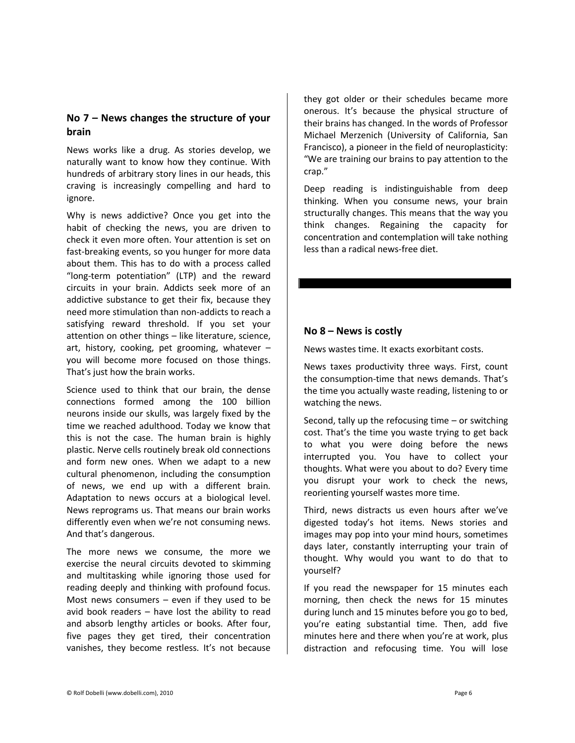## No 7 – News changes the structure of your brain

News works like a drug. As stories develop, we naturally want to know how they continue. With hundreds of arbitrary story lines in our heads, this craving is increasingly compelling and hard to ignore.

Why is news addictive? Once you get into the habit of checking the news, you are driven to check it even more often. Your attention is set on fast-breaking events, so you hunger for more data about them. This has to do with a process called "long-term potentiation" (LTP) and the reward circuits in your brain. Addicts seek more of an addictive substance to get their fix, because they need more stimulation than non-addicts to reach a satisfying reward threshold. If you set your attention on other things – like literature, science, art, history, cooking, pet grooming, whatever – you will become more focused on those things. That's just how the brain works.

Science used to think that our brain, the dense connections formed among the 100 billion neurons inside our skulls, was largely fixed by the time we reached adulthood. Today we know that this is not the case. The human brain is highly plastic. Nerve cells routinely break old connections and form new ones. When we adapt to a new cultural phenomenon, including the consumption of news, we end up with a different brain. Adaptation to news occurs at a biological level. News reprograms us. That means our brain works differently even when we're not consuming news. And that's dangerous.

The more news we consume, the more we exercise the neural circuits devoted to skimming and multitasking while ignoring those used for reading deeply and thinking with profound focus. Most news consumers – even if they used to be avid book readers – have lost the ability to read and absorb lengthy articles or books. After four, five pages they get tired, their concentration vanishes, they become restless. It's not because they got older or their schedules became more onerous. It's because the physical structure of their brains has changed. In the words of Professor Michael Merzenich (University of California, San Francisco), a pioneer in the field of neuroplasticity: "We are training our brains to pay attention to the crap."

Deep reading is indistinguishable from deep thinking. When you consume news, your brain structurally changes. This means that the way you think changes. Regaining the capacity for concentration and contemplation will take nothing less than a radical news-free diet.

## No 8 – News is costly

News wastes time. It exacts exorbitant costs.

News taxes productivity three ways. First, count the consumption-time that news demands. That's the time you actually waste reading, listening to or watching the news.

Second, tally up the refocusing time – or switching cost. That's the time you waste trying to get back to what you were doing before the news interrupted you. You have to collect your thoughts. What were you about to do? Every time you disrupt your work to check the news, reorienting yourself wastes more time.

Third, news distracts us even hours after we've digested today's hot items. News stories and images may pop into your mind hours, sometimes days later, constantly interrupting your train of thought. Why would you want to do that to yourself?

If you read the newspaper for 15 minutes each morning, then check the news for 15 minutes during lunch and 15 minutes before you go to bed, you're eating substantial time. Then, add five minutes here and there when you're at work, plus distraction and refocusing time. You will lose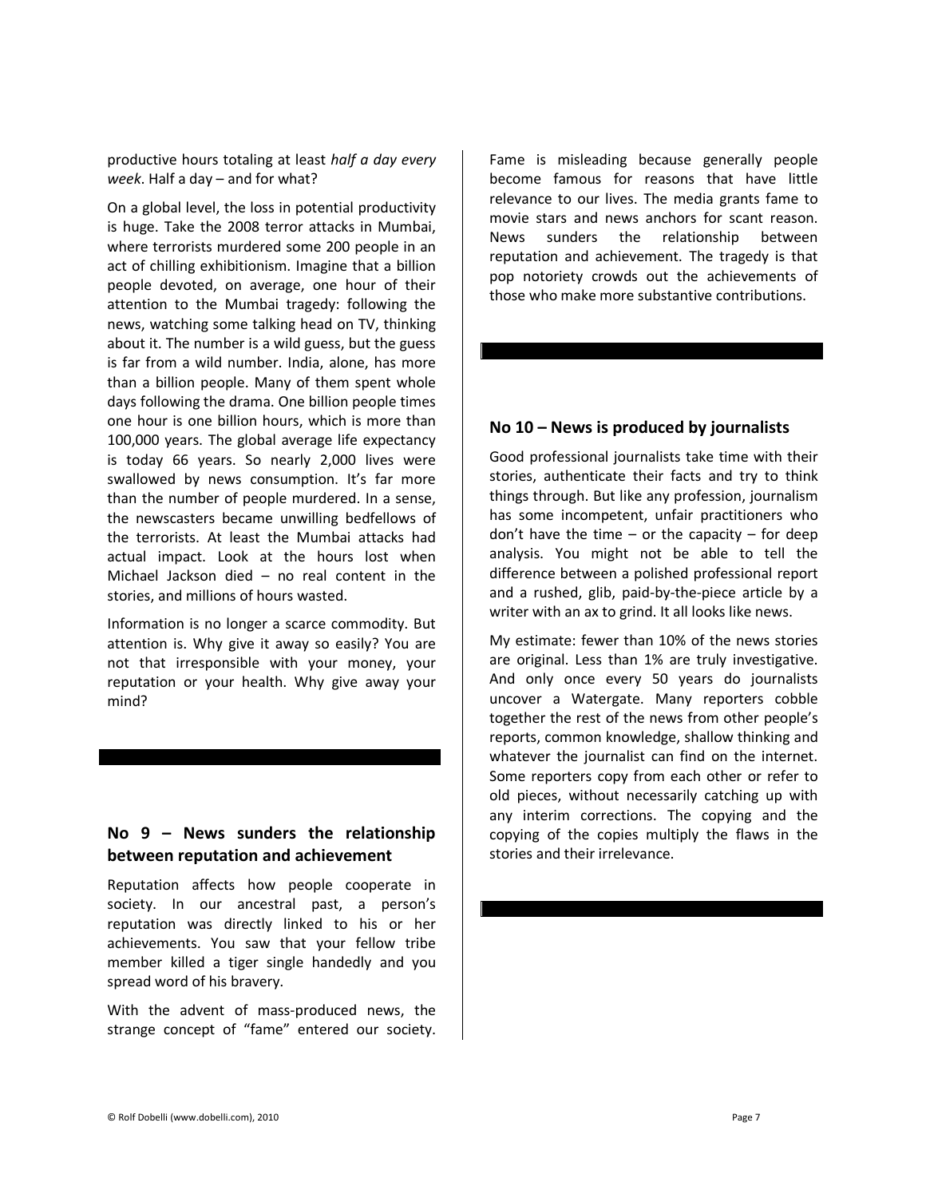productive hours totaling at least *half a day every week*. Half a day – and for what?

On a global level, the loss in potential productivity is huge. Take the 2008 terror attacks in Mumbai, where terrorists murdered some 200 people in an act of chilling exhibitionism. Imagine that a billion people devoted, on average, one hour of their attention to the Mumbai tragedy: following the news, watching some talking head on TV, thinking about it. The number is a wild guess, but the guess is far from a wild number. India, alone, has more than a billion people. Many of them spent whole days following the drama. One billion people times one hour is one billion hours, which is more than 100,000 years. The global average life expectancy is today 66 years. So nearly 2,000 lives were swallowed by news consumption. It's far more than the number of people murdered. In a sense, the newscasters became unwilling bedfellows of the terrorists. At least the Mumbai attacks had actual impact. Look at the hours lost when Michael Jackson died – no real content in the stories, and millions of hours wasted.

Information is no longer a scarce commodity. But attention is. Why give it away so easily? You are not that irresponsible with your money, your reputation or your health. Why give away your mind?

## No 9 – News sunders the relationship between reputation and achievement

Reputation affects how people cooperate in society. In our ancestral past, a person's reputation was directly linked to his or her achievements. You saw that your fellow tribe member killed a tiger single handedly and you spread word of his bravery.

With the advent of mass-produced news, the strange concept of "fame" entered our society. Fame is misleading because generally people become famous for reasons that have little relevance to our lives. The media grants fame to movie stars and news anchors for scant reason. News sunders the relationship between reputation and achievement. The tragedy is that pop notoriety crowds out the achievements of those who make more substantive contributions.

## No 10 – News is produced by journalists

Good professional journalists take time with their stories, authenticate their facts and try to think things through. But like any profession, journalism has some incompetent, unfair practitioners who don't have the time – or the capacity – for deep analysis. You might not be able to tell the difference between a polished professional report and a rushed, glib, paid-by-the-piece article by a writer with an ax to grind. It all looks like news.

My estimate: fewer than 10% of the news stories are original. Less than 1% are truly investigative. And only once every 50 years do journalists uncover a Watergate. Many reporters cobble together the rest of the news from other people's reports, common knowledge, shallow thinking and whatever the journalist can find on the internet. Some reporters copy from each other or refer to old pieces, without necessarily catching up with any interim corrections. The copying and the copying of the copies multiply the flaws in the stories and their irrelevance.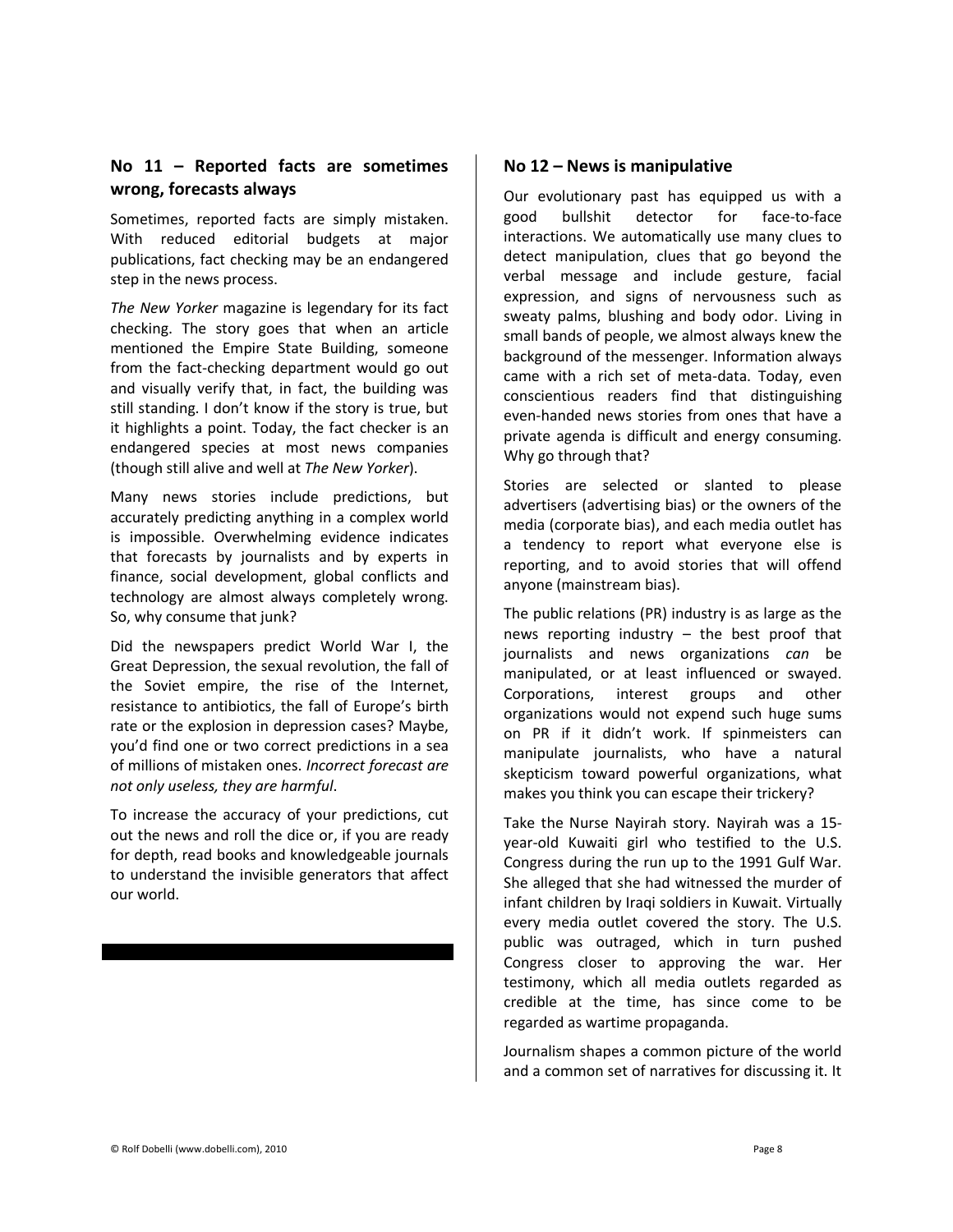## No 11 – Reported facts are sometimes wrong, forecasts always

Sometimes, reported facts are simply mistaken. With reduced editorial budgets at major publications, fact checking may be an endangered step in the news process.

*The New Yorker* magazine is legendary for its fact checking. The story goes that when an article mentioned the Empire State Building, someone from the fact-checking department would go out and visually verify that, in fact, the building was still standing. I don't know if the story is true, but it highlights a point. Today, the fact checker is an endangered species at most news companies (though still alive and well at *The New Yorker*).

Many news stories include predictions, but accurately predicting anything in a complex world is impossible. Overwhelming evidence indicates that forecasts by journalists and by experts in finance, social development, global conflicts and technology are almost always completely wrong. So, why consume that junk?

Did the newspapers predict World War I, the Great Depression, the sexual revolution, the fall of the Soviet empire, the rise of the Internet, resistance to antibiotics, the fall of Europe's birth rate or the explosion in depression cases? Maybe, you'd find one or two correct predictions in a sea of millions of mistaken ones. *Incorrect forecast are not only useless, they are harmful*.

To increase the accuracy of your predictions, cut out the news and roll the dice or, if you are ready for depth, read books and knowledgeable journals to understand the invisible generators that affect our world.

## No 12 – News is manipulative

Our evolutionary past has equipped us with a good bullshit detector for face-to-face interactions. We automatically use many clues to detect manipulation, clues that go beyond the verbal message and include gesture, facial expression, and signs of nervousness such as sweaty palms, blushing and body odor. Living in small bands of people, we almost always knew the background of the messenger. Information always came with a rich set of meta-data. Today, even conscientious readers find that distinguishing even-handed news stories from ones that have a private agenda is difficult and energy consuming. Why go through that?

Stories are selected or slanted to please advertisers (advertising bias) or the owners of the media (corporate bias), and each media outlet has a tendency to report what everyone else is reporting, and to avoid stories that will offend anyone (mainstream bias).

The public relations (PR) industry is as large as the news reporting industry – the best proof that journalists and news organizations *can* be manipulated, or at least influenced or swayed. Corporations, interest groups and other organizations would not expend such huge sums on PR if it didn't work. If spinmeisters can manipulate journalists, who have a natural skepticism toward powerful organizations, what makes you think you can escape their trickery?

Take the Nurse Nayirah story. Nayirah was a 15-year-old Kuwaiti girl who testified to the U.S. Congress during the run up to the 1991 Gulf War. She alleged that she had witnessed the murder of infant children by Iraqi soldiers in Kuwait. Virtually every media outlet covered the story. The U.S. public was outraged, which in turn pushed Congress closer to approving the war. Her testimony, which all media outlets regarded as credible at the time, has since come to be regarded as wartime propaganda.

Journalism shapes a common picture of the world and a common set of narratives for discussing it. It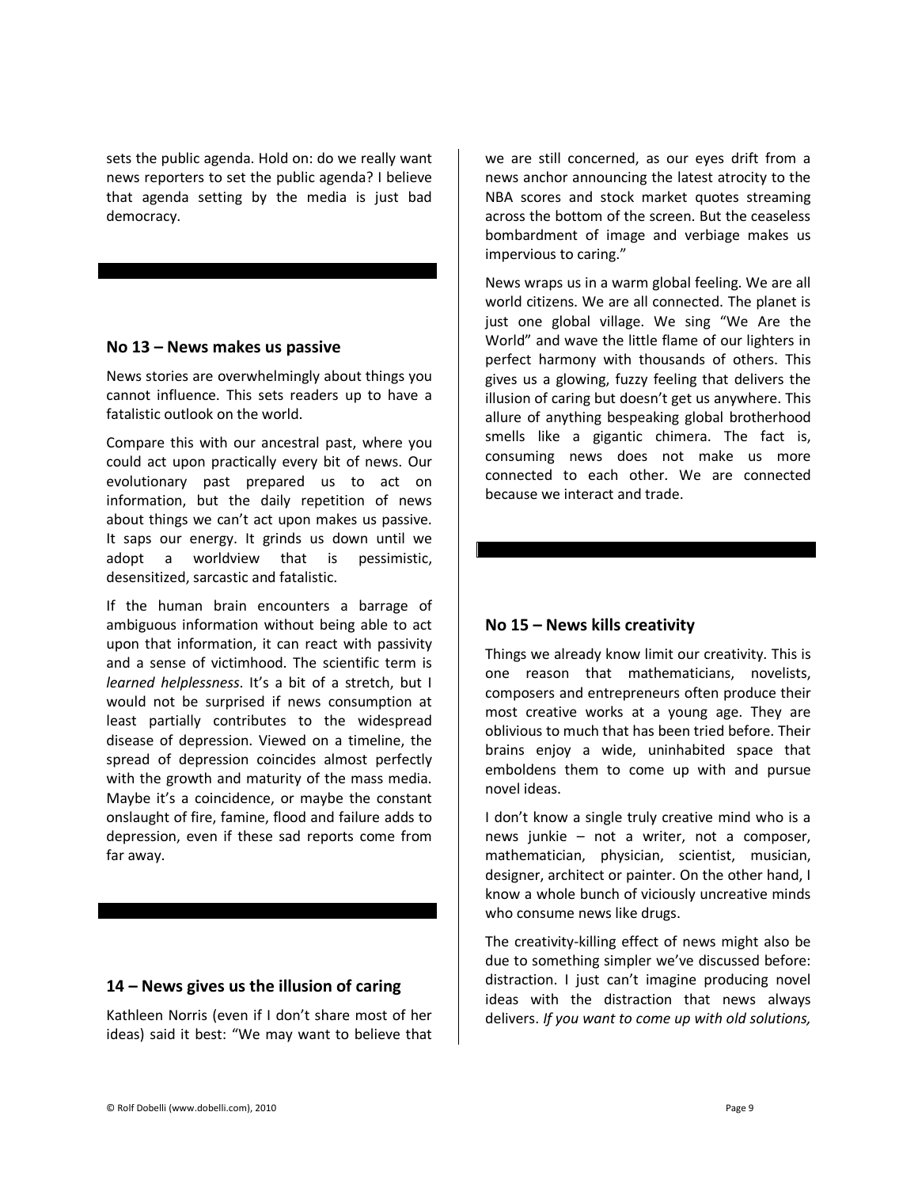sets the public agenda. Hold on: do we really want news reporters to set the public agenda? I believe that agenda setting by the media is just bad democracy.

## No 13 – News makes us passive

News stories are overwhelmingly about things you cannot influence. This sets readers up to have a fatalistic outlook on the world.

Compare this with our ancestral past, where you could act upon practically every bit of news. Our evolutionary past prepared us to act on information, but the daily repetition of news about things we can't act upon makes us passive. It saps our energy. It grinds us down until we adopt a worldview that is pessimistic, desensitized, sarcastic and fatalistic.

If the human brain encounters a barrage of ambiguous information without being able to act upon that information, it can react with passivity and a sense of victimhood. The scientific term is *learned helplessness*. It's a bit of a stretch, but I would not be surprised if news consumption at least partially contributes to the widespread disease of depression. Viewed on a timeline, the spread of depression coincides almost perfectly with the growth and maturity of the mass media. Maybe it's a coincidence, or maybe the constant onslaught of fire, famine, flood and failure adds to depression, even if these sad reports come from far away.

## 14 – News gives us the illusion of caring

Kathleen Norris (even if I don't share most of her ideas) said it best: "We may want to believe that we are still concerned, as our eyes drift from a news anchor announcing the latest atrocity to the NBA scores and stock market quotes streaming across the bottom of the screen. But the ceaseless bombardment of image and verbiage makes us impervious to caring."

News wraps us in a warm global feeling. We are all world citizens. We are all connected. The planet is just one global village. We sing "We Are the World" and wave the little flame of our lighters in perfect harmony with thousands of others. This gives us a glowing, fuzzy feeling that delivers the illusion of caring but doesn't get us anywhere. This allure of anything bespeaking global brotherhood smells like a gigantic chimera. The fact is, consuming news does not make us more connected to each other. We are connected because we interact and trade.

## No 15 – News kills creativity

Things we already know limit our creativity. This is one reason that mathematicians, novelists, composers and entrepreneurs often produce their most creative works at a young age. They are oblivious to much that has been tried before. Their brains enjoy a wide, uninhabited space that emboldens them to come up with and pursue novel ideas.

I don't know a single truly creative mind who is a news junkie – not a writer, not a composer, mathematician, physician, scientist, musician, designer, architect or painter. On the other hand, I know a whole bunch of viciously uncreative minds who consume news like drugs.

The creativity-killing effect of news might also be due to something simpler we've discussed before: distraction. I just can't imagine producing novel ideas with the distraction that news always delivers. *If you want to come up with old solutions,*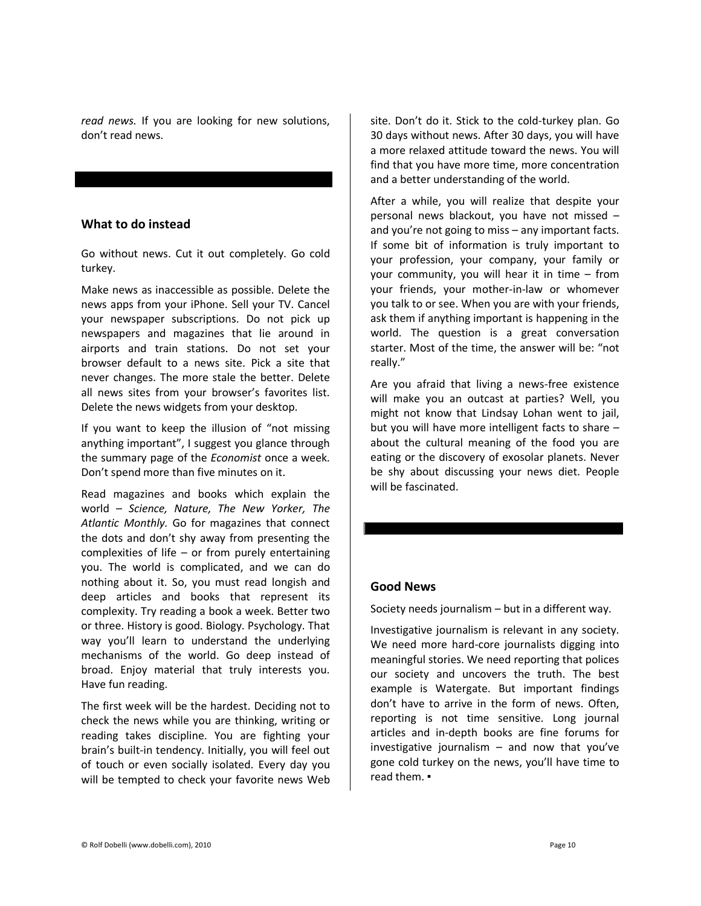*read news.* If you are looking for new solutions, don't read news.

## What to do instead

Go without news. Cut it out completely. Go cold turkey.

Make news as inaccessible as possible. Delete the news apps from your iPhone. Sell your TV. Cancel your newspaper subscriptions. Do not pick up newspapers and magazines that lie around in airports and train stations. Do not set your browser default to a news site. Pick a site that never changes. The more stale the better. Delete all news sites from your browser's favorites list. Delete the news widgets from your desktop.

If you want to keep the illusion of "not missing anything important", I suggest you glance through the summary page of the *Economist* once a week. Don't spend more than five minutes on it.

Read magazines and books which explain the world – *Science, Nature, The New Yorker, The Atlantic Monthly.* Go for magazines that connect the dots and don't shy away from presenting the complexities of life – or from purely entertaining you. The world is complicated, and we can do nothing about it. So, you must read longish and deep articles and books that represent its complexity. Try reading a book a week. Better two or three. History is good. Biology. Psychology. That way you'll learn to understand the underlying mechanisms of the world. Go deep instead of broad. Enjoy material that truly interests you. Have fun reading.

The first week will be the hardest. Deciding not to check the news while you are thinking, writing or reading takes discipline. You are fighting your brain's built-in tendency. Initially, you will feel out of touch or even socially isolated. Every day you will be tempted to check your favorite news Web site. Don't do it. Stick to the cold-turkey plan. Go 30 days without news. After 30 days, you will have a more relaxed attitude toward the news. You will find that you have more time, more concentration and a better understanding of the world.

After a while, you will realize that despite your personal news blackout, you have not missed – and you're not going to miss – any important facts. If some bit of information is truly important to your profession, your company, your family or your community, you will hear it in time – from your friends, your mother-in-law or whomever you talk to or see. When you are with your friends, ask them if anything important is happening in the world. The question is a great conversation starter. Most of the time, the answer will be: "not really."

Are you afraid that living a news-free existence will make you an outcast at parties? Well, you might not know that Lindsay Lohan went to jail, but you will have more intelligent facts to share – about the cultural meaning of the food you are eating or the discovery of exosolar planets. Never be shy about discussing your news diet. People will be fascinated.

## Good News

Society needs journalism – but in a different way.

Investigative journalism is relevant in any society. We need more hard-core journalists digging into meaningful stories. We need reporting that polices our society and uncovers the truth. The best example is Watergate. But important findings don't have to arrive in the form of news. Often, reporting is not time sensitive. Long journal articles and in-depth books are fine forums for investigative journalism – and now that you've gone cold turkey on the news, you'll have time to read them. ▪

© Rolf Dobelli (www.dobelli.com), 2010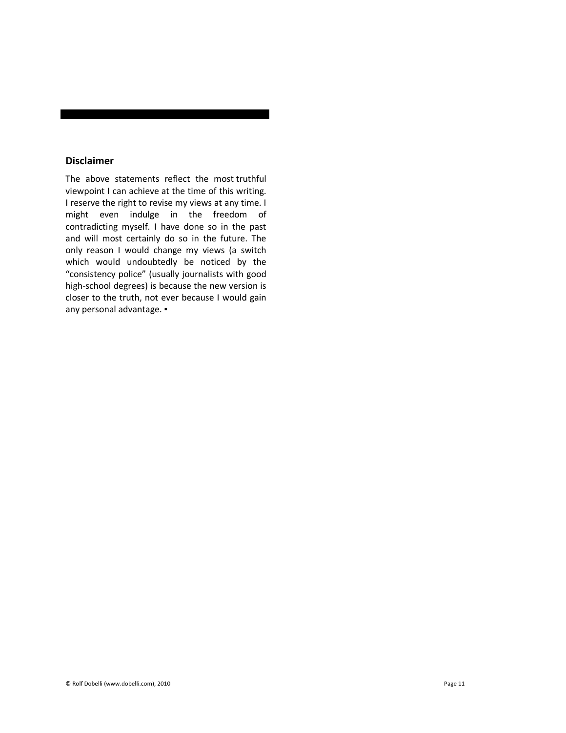## Disclaimer

The above statements reflect the most truthful viewpoint I can achieve at the time of this writing. I reserve the right to revise my views at any time. I might even indulge in the freedom of contradicting myself. I have done so in the past and will most certainly do so in the future. The only reason I would change my views (a switch which would undoubtedly be noticed by the “consistency police” (usually journalists with good high-school degrees) is because the new version is closer to the truth, not ever because I would gain any personal advantage. ▪

© Rolf Dobelli (www.dobelli.com), 2010